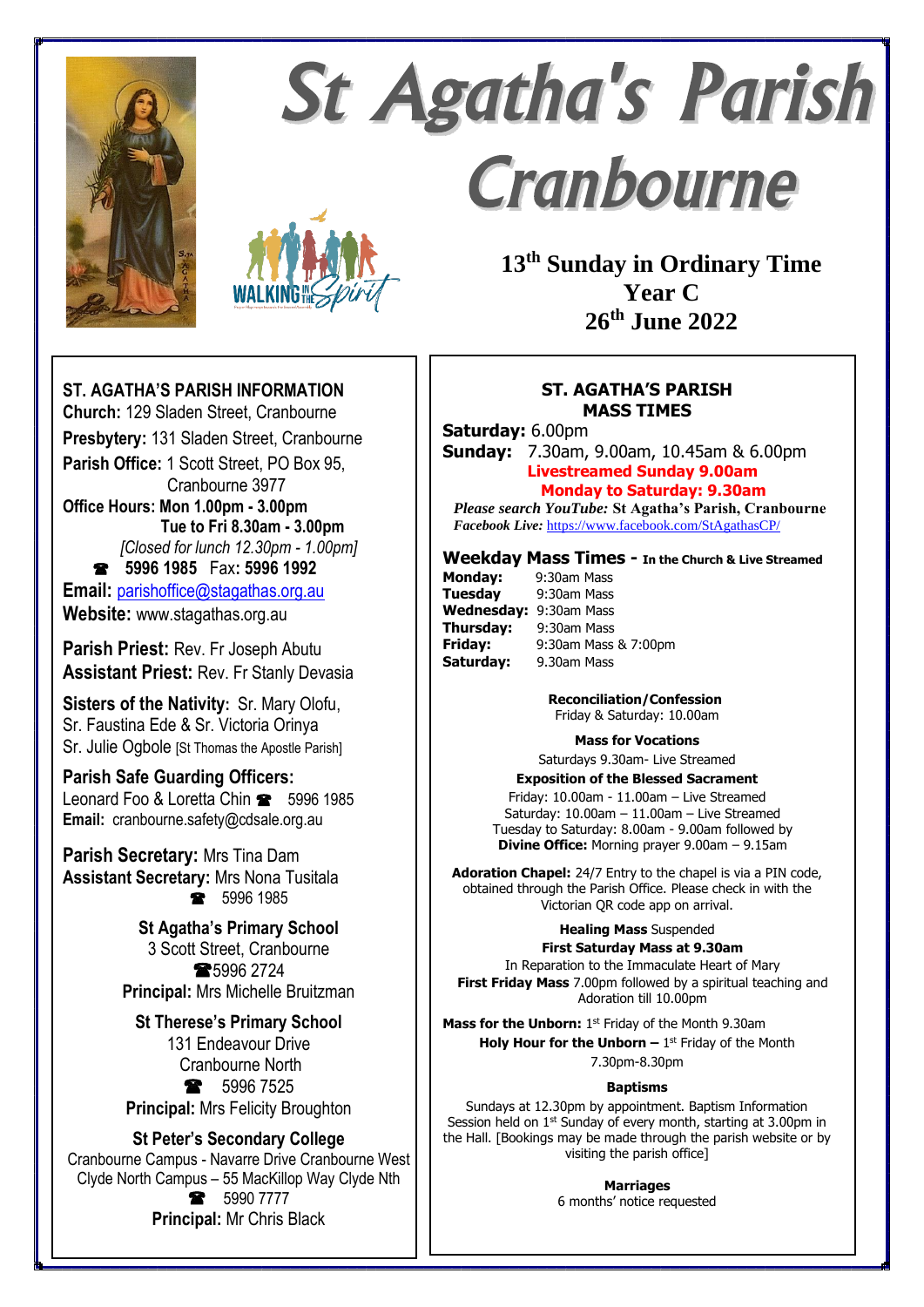# St Agatha's Parish Cranbourne

**13th Sunday in Ordinary Time**
**Year C**
**26th June 2022**

## ST. AGATHA'S PARISH INFORMATION

**Church:** 129 Sladen Street, Cranbourne

**Presbytery:** 131 Sladen Street, Cranbourne

**Parish Office:** 1 Scott Street, PO Box 95, Cranbourne 3977

**Office Hours:** **Mon 1.00pm - 3.00pm**
**Tue to Fri 8.30am - 3.00pm**
*[Closed for lunch 12.30pm - 1.00pm]*

☎ **5996 1985** Fax: **5996 1992**

**Email:** parishoffice@stagathas.org.au

**Website:** www.stagathas.org.au

**Parish Priest:** Rev. Fr Joseph Abutu
**Assistant Priest:** Rev. Fr Stanly Devasia

**Sisters of the Nativity:** Sr. Mary Olofu, Sr. Faustina Ede & Sr. Victoria Orinya
Sr. Julie Ogbole [St Thomas the Apostle Parish]

**Parish Safe Guarding Officers:**
Leonard Foo & Loretta Chin ☎ 5996 1985
**Email:** cranbourne.safety@cdsale.org.au

**Parish Secretary:** Mrs Tina Dam
**Assistant Secretary:** Mrs Nona Tusitala
☎ 5996 1985

**St Agatha's Primary School**
3 Scott Street, Cranbourne
☎5996 2724
**Principal:** Mrs Michelle Bruitzman

**St Therese's Primary School**
131 Endeavour Drive
Cranbourne North
☎ 5996 7525
**Principal:** Mrs Felicity Broughton

**St Peter's Secondary College**
Cranbourne Campus - Navarre Drive Cranbourne West
Clyde North Campus – 55 MacKillop Way Clyde Nth
☎ 5990 7777
**Principal:** Mr Chris Black

## ST. AGATHA'S PARISH MASS TIMES

**Saturday:** 6.00pm
**Sunday:** 7.30am, 9.00am, 10.45am & 6.00pm
**Livestreamed Sunday 9.00am**
**Monday to Saturday: 9.30am**

*Please search YouTube:* **St Agatha's Parish, Cranbourne**
*Facebook Live:* https://www.facebook.com/StAgathasCP/

### Weekday Mass Times - In the Church & Live Streamed

| | |
|---|---|
| **Monday:** | 9:30am Mass |
| **Tuesday** | 9:30am Mass |
| **Wednesday:** | 9:30am Mass |
| **Thursday:** | 9:30am Mass |
| **Friday:** | 9:30am Mass & 7:00pm |
| **Saturday:** | 9.30am Mass |

**Reconciliation/Confession**
Friday & Saturday: 10.00am

**Mass for Vocations**
Saturdays 9.30am- Live Streamed

**Exposition of the Blessed Sacrament**
Friday: 10.00am - 11.00am – Live Streamed
Saturday: 10.00am – 11.00am – Live Streamed
Tuesday to Saturday: 8.00am - 9.00am followed by
**Divine Office:** Morning prayer 9.00am – 9.15am

**Adoration Chapel:** 24/7 Entry to the chapel is via a PIN code, obtained through the Parish Office. Please check in with the Victorian QR code app on arrival.

**Healing Mass** Suspended

**First Saturday Mass at 9.30am**
In Reparation to the Immaculate Heart of Mary

**First Friday Mass** 7.00pm followed by a spiritual teaching and Adoration till 10.00pm

**Mass for the Unborn:** 1st Friday of the Month 9.30am

**Holy Hour for the Unborn –** 1st Friday of the Month 7.30pm-8.30pm

**Baptisms**
Sundays at 12.30pm by appointment. Baptism Information Session held on 1st Sunday of every month, starting at 3.00pm in the Hall. [Bookings may be made through the parish website or by visiting the parish office]

**Marriages**
6 months' notice requested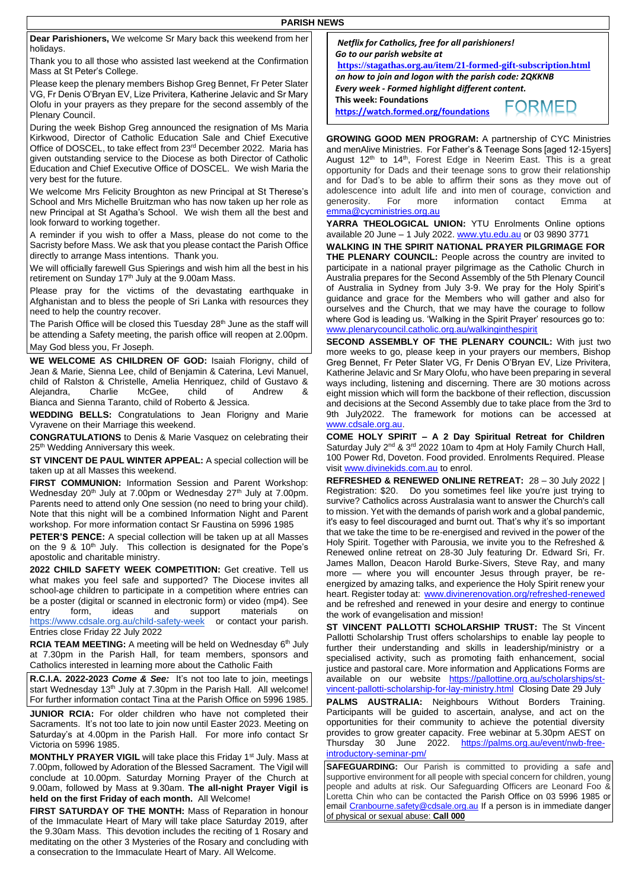# PARISH NEWS

**Dear Parishioners,** We welcome Sr Mary back this weekend from her holidays.

Thank you to all those who assisted last weekend at the Confirmation Mass at St Peter's College.

Please keep the plenary members Bishop Greg Bennet, Fr Peter Slater VG, Fr Denis O'Bryan EV, Lize Privitera, Katherine Jelavic and Sr Mary Olofu in your prayers as they prepare for the second assembly of the Plenary Council.

During the week Bishop Greg announced the resignation of Ms Maria Kirkwood, Director of Catholic Education Sale and Chief Executive Office of DOSCEL, to take effect from 23rd December 2022. Maria has given outstanding service to the Diocese as both Director of Catholic Education and Chief Executive Office of DOSCEL. We wish Maria the very best for the future.

We welcome Mrs Felicity Broughton as new Principal at St Therese's School and Mrs Michelle Bruitzman who has now taken up her role as new Principal at St Agatha's School. We wish them all the best and look forward to working together.

A reminder if you wish to offer a Mass, please do not come to the Sacristy before Mass. We ask that you please contact the Parish Office directly to arrange Mass intentions. Thank you.

We will officially farewell Gus Spierings and wish him all the best in his retirement on Sunday 17th July at the 9.00am Mass.

Please pray for the victims of the devastating earthquake in Afghanistan and to bless the people of Sri Lanka with resources they need to help the country recover.

The Parish Office will be closed this Tuesday 28th June as the staff will be attending a Safety meeting, the parish office will reopen at 2.00pm.

May God bless you, Fr Joseph.

**WE WELCOME AS CHILDREN OF GOD:** Isaiah Florigny, child of Jean & Marie, Sienna Lee, child of Benjamin & Caterina, Levi Manuel, child of Ralston & Christelle, Amelia Henriquez, child of Gustavo & Alejandra, Charlie McGee, child of Andrew & Bianca and Sienna Taranto, child of Roberto & Jessica.

**WEDDING BELLS:** Congratulations to Jean Florigny and Marie Vyravene on their Marriage this weekend.

**CONGRATULATIONS** to Denis & Marie Vasquez on celebrating their 25th Wedding Anniversary this week.

**ST VINCENT DE PAUL WINTER APPEAL:** A special collection will be taken up at all Masses this weekend.

**FIRST COMMUNION:** Information Session and Parent Workshop: Wednesday 20th July at 7.00pm or Wednesday 27th July at 7.00pm. Parents need to attend only One session (no need to bring your child). Note that this night will be a combined Information Night and Parent workshop. For more information contact Sr Faustina on 5996 1985

**PETER'S PENCE:** A special collection will be taken up at all Masses on the 9 & 10th July. This collection is designated for the Pope's apostolic and charitable ministry.

**2022 CHILD SAFETY WEEK COMPETITION:** Get creative. Tell us what makes you feel safe and supported? The Diocese invites all school-age children to participate in a competition where entries can be a poster (digital or scanned in electronic form) or video (mp4). See entry form, ideas and support materials on https://www.cdsale.org.au/child-safety-week or contact your parish. Entries close Friday 22 July 2022

**RCIA TEAM MEETING:** A meeting will be held on Wednesday 6th July at 7.30pm in the Parish Hall, for team members, sponsors and Catholics interested in learning more about the Catholic Faith

**R.C.I.A. 2022-2023** ***Come & See:*** It's not too late to join, meetings start Wednesday 13th July at 7.30pm in the Parish Hall. All welcome! For further information contact Tina at the Parish Office on 5996 1985.

**JUNIOR RCIA:** For older children who have not completed their Sacraments. It's not too late to join now until Easter 2023. Meeting on Saturday's at 4.00pm in the Parish Hall. For more info contact Sr Victoria on 5996 1985.

**MONTHLY PRAYER VIGIL** will take place this Friday 1st July. Mass at 7.00pm, followed by Adoration of the Blessed Sacrament. The Vigil will conclude at 10.00pm. Saturday Morning Prayer of the Church at 9.00am, followed by Mass at 9.30am. **The all-night Prayer Vigil is held on the first Friday of each month.** All Welcome!

**FIRST SATURDAY OF THE MONTH:** Mass of Reparation in honour of the Immaculate Heart of Mary will take place Saturday 2019, after the 9.30am Mass. This devotion includes the reciting of 1 Rosary and meditating on the other 3 Mysteries of the Rosary and concluding with a consecration to the Immaculate Heart of Mary. All Welcome.

***Netflix for Catholics, free for all parishioners!***
***Go to our parish website at***
**https://stagathas.org.au/item/21-formed-gift-subscription.html**
***on how to join and logon with the parish code: 2QKKNB***
***Every week - Formed highlight different content.***
**This week: Foundations**
**https://watch.formed.org/foundations**

FORMED

**GROWING GOOD MEN PROGRAM:** A partnership of CYC Ministries and menAlive Ministries. For Father's & Teenage Sons [aged 12-15yers] August 12th to 14th, Forest Edge in Neerim East. This is a great opportunity for Dads and their teenage sons to grow their relationship and for Dad's to be able to affirm their sons as they move out of adolescence into adult life and into men of courage, conviction and generosity. For more information contact Emma at emma@cycministries.org.au

**YARRA THEOLOGICAL UNION:** YTU Enrolments Online options available 20 June – 1 July 2022. www.ytu.edu.au or 03 9890 3771

**WALKING IN THE SPIRIT NATIONAL PRAYER PILGRIMAGE FOR THE PLENARY COUNCIL:** People across the country are invited to participate in a national prayer pilgrimage as the Catholic Church in Australia prepares for the Second Assembly of the 5th Plenary Council of Australia in Sydney from July 3-9. We pray for the Holy Spirit's guidance and grace for the Members who will gather and also for ourselves and the Church, that we may have the courage to follow where God is leading us. 'Walking in the Spirit Prayer' resources go to: www.plenarycouncil.catholic.org.au/walkinginthespirit

**SECOND ASSEMBLY OF THE PLENARY COUNCIL:** With just two more weeks to go, please keep in your prayers our members, Bishop Greg Bennet, Fr Peter Slater VG, Fr Denis O'Bryan EV, Lize Privitera, Katherine Jelavic and Sr Mary Olofu, who have been preparing in several ways including, listening and discerning. There are 30 motions across eight mission which will form the backbone of their reflection, discussion and decisions at the Second Assembly due to take place from the 3rd to 9th July2022. The framework for motions can be accessed at www.cdsale.org.au.

**COME HOLY SPIRIT – A 2 Day Spiritual Retreat for Children** Saturday July 2nd & 3rd 2022 10am to 4pm at Holy Family Church Hall, 100 Power Rd, Doveton. Food provided. Enrolments Required. Please visit www.divinekids.com.au to enrol.

**REFRESHED & RENEWED ONLINE RETREAT:** 28 – 30 July 2022 | Registration: $20. Do you sometimes feel like you're just trying to survive? Catholics across Australasia want to answer the Church's call to mission. Yet with the demands of parish work and a global pandemic, it's easy to feel discouraged and burnt out. That's why it's so important that we take the time to be re-energised and revived in the power of the Holy Spirit. Together with Parousia, we invite you to the Refreshed & Renewed online retreat on 28-30 July featuring Dr. Edward Sri, Fr. James Mallon, Deacon Harold Burke-Sivers, Steve Ray, and many more — where you will encounter Jesus through prayer, be re-energized by amazing talks, and experience the Holy Spirit renew your heart. Register today at: www.divinerenovation.org/refreshed-renewed and be refreshed and renewed in your desire and energy to continue the work of evangelisation and mission!

**ST VINCENT PALLOTTI SCHOLARSHIP TRUST:** The St Vincent Pallotti Scholarship Trust offers scholarships to enable lay people to further their understanding and skills in leadership/ministry or a specialised activity, such as promoting faith enhancement, social justice and pastoral care. More information and Applications Forms are available on our website https://pallottine.org.au/scholarships/st-vincent-pallotti-scholarship-for-lay-ministry.html Closing Date 29 July

**PALMS AUSTRALIA:** Neighbours Without Borders Training. Participants will be guided to ascertain, analyse, and act on the opportunities for their community to achieve the potential diversity provides to grow greater capacity. Free webinar at 5.30pm AEST on Thursday 30 June 2022. https://palms.org.au/event/nwb-free-introductory-seminar-pm/

**SAFEGUARDING:** Our Parish is committed to providing a safe and supportive environment for all people with special concern for children, young people and adults at risk. Our Safeguarding Officers are Leonard Foo & Loretta Chin who can be contacted the Parish Office on 03 5996 1985 or email Cranbourne.safety@cdsale.org.au If a person is in immediate danger of physical or sexual abuse: **Call 000**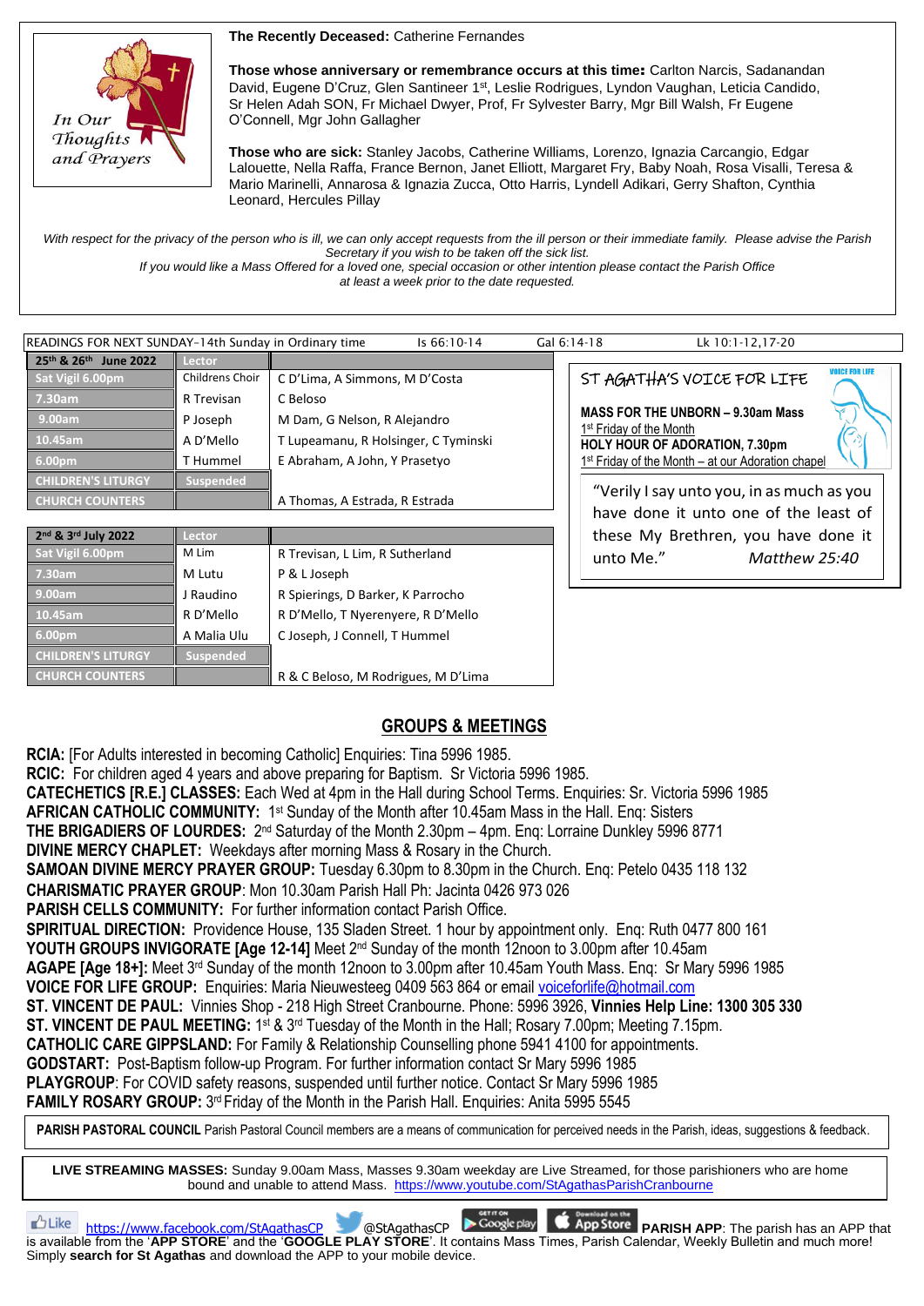In Our Thoughts and Prayers

**The Recently Deceased:** Catherine Fernandes

**Those whose anniversary or remembrance occurs at this time:** Carlton Narcis, Sadanandan David, Eugene D'Cruz, Glen Santineer 1st, Leslie Rodrigues, Lyndon Vaughan, Leticia Candido, Sr Helen Adah SON, Fr Michael Dwyer, Prof, Fr Sylvester Barry, Mgr Bill Walsh, Fr Eugene O'Connell, Mgr John Gallagher

**Those who are sick:** Stanley Jacobs, Catherine Williams, Lorenzo, Ignazia Carcangio, Edgar Lalouette, Nella Raffa, France Bernon, Janet Elliott, Margaret Fry, Baby Noah, Rosa Visalli, Teresa & Mario Marinelli, Annarosa & Ignazia Zucca, Otto Harris, Lyndell Adikari, Gerry Shafton, Cynthia Leonard, Hercules Pillay

*With respect for the privacy of the person who is ill, we can only accept requests from the ill person or their immediate family. Please advise the Parish Secretary if you wish to be taken off the sick list.*
*If you would like a Mass Offered for a loved one, special occasion or other intention please contact the Parish Office at least a week prior to the date requested.*

READINGS FOR NEXT SUNDAY-14th Sunday in Ordinary time — Is 66:10-14 — Gal 6:14-18 — Lk 10:1-12,17-20

| 25th & 26th June 2022 | Lector | |
|---|---|---|
| Sat Vigil 6.00pm | Childrens Choir | C D'Lima, A Simmons, M D'Costa |
| 7.30am | R Trevisan | C Beloso |
| 9.00am | P Joseph | M Dam, G Nelson, R Alejandro |
| 10.45am | A D'Mello | T Lupeamanu, R Holsinger, C Tyminski |
| 6.00pm | T Hummel | E Abraham, A John, Y Prasetyo |
| CHILDREN'S LITURGY | Suspended | |
| CHURCH COUNTERS | | A Thomas, A Estrada, R Estrada |

| 2nd & 3rd July 2022 | Lector | |
|---|---|---|
| Sat Vigil 6.00pm | M Lim | R Trevisan, L Lim, R Sutherland |
| 7.30am | M Lutu | P & L Joseph |
| 9.00am | J Raudino | R Spierings, D Barker, K Parrocho |
| 10.45am | R D'Mello | R D'Mello, T Nyerenyere, R D'Mello |
| 6.00pm | A Malia Ulu | C Joseph, J Connell, T Hummel |
| CHILDREN'S LITURGY | Suspended | |
| CHURCH COUNTERS | | R & C Beloso, M Rodrigues, M D'Lima |

**ST AGATHA'S VOICE FOR LIFE**

**MASS FOR THE UNBORN – 9.30am Mass**
1st Friday of the Month
**HOLY HOUR OF ADORATION, 7.30pm**
1st Friday of the Month – at our Adoration chapel

"Verily I say unto you, in as much as you have done it unto one of the least of these My Brethren, you have done it unto Me." *Matthew 25:40*

## GROUPS & MEETINGS

**RCIA:** [For Adults interested in becoming Catholic] Enquiries: Tina 5996 1985.
**RCIC:** For children aged 4 years and above preparing for Baptism. Sr Victoria 5996 1985.
**CATECHETICS [R.E.] CLASSES:** Each Wed at 4pm in the Hall during School Terms. Enquiries: Sr. Victoria 5996 1985
**AFRICAN CATHOLIC COMMUNITY:** 1st Sunday of the Month after 10.45am Mass in the Hall. Enq: Sisters
**THE BRIGADIERS OF LOURDES:** 2nd Saturday of the Month 2.30pm – 4pm. Enq: Lorraine Dunkley 5996 8771
**DIVINE MERCY CHAPLET:** Weekdays after morning Mass & Rosary in the Church.
**SAMOAN DIVINE MERCY PRAYER GROUP:** Tuesday 6.30pm to 8.30pm in the Church. Enq: Petelo 0435 118 132
**CHARISMATIC PRAYER GROUP**: Mon 10.30am Parish Hall Ph: Jacinta 0426 973 026
**PARISH CELLS COMMUNITY:** For further information contact Parish Office.
**SPIRITUAL DIRECTION:** Providence House, 135 Sladen Street. 1 hour by appointment only. Enq: Ruth 0477 800 161
**YOUTH GROUPS INVIGORATE [Age 12-14]** Meet 2nd Sunday of the month 12noon to 3.00pm after 10.45am
**AGAPE [Age 18+]:** Meet 3rd Sunday of the month 12noon to 3.00pm after 10.45am Youth Mass. Enq: Sr Mary 5996 1985
**VOICE FOR LIFE GROUP:** Enquiries: Maria Nieuwesteeg 0409 563 864 or email voiceforlife@hotmail.com
**ST. VINCENT DE PAUL:** Vinnies Shop - 218 High Street Cranbourne. Phone: 5996 3926, **Vinnies Help Line: 1300 305 330**
**ST. VINCENT DE PAUL MEETING:** 1st & 3rd Tuesday of the Month in the Hall; Rosary 7.00pm; Meeting 7.15pm.
**CATHOLIC CARE GIPPSLAND:** For Family & Relationship Counselling phone 5941 4100 for appointments.
**GODSTART:** Post-Baptism follow-up Program. For further information contact Sr Mary 5996 1985
**PLAYGROUP**: For COVID safety reasons, suspended until further notice. Contact Sr Mary 5996 1985
**FAMILY ROSARY GROUP:** 3rd Friday of the Month in the Parish Hall. Enquiries: Anita 5995 5545

**PARISH PASTORAL COUNCIL** Parish Pastoral Council members are a means of communication for perceived needs in the Parish, ideas, suggestions & feedback.

**LIVE STREAMING MASSES:** Sunday 9.00am Mass, Masses 9.30am weekday are Live Streamed, for those parishioners who are home bound and unable to attend Mass. https://www.youtube.com/StAgathasParishCranbourne

https://www.facebook.com/StAgathasCP @StAgathasCP **PARISH APP**: The parish has an APP that is available from the '**APP STORE**' and the '**GOOGLE PLAY STORE**'. It contains Mass Times, Parish Calendar, Weekly Bulletin and much more! Simply **search for St Agathas** and download the APP to your mobile device.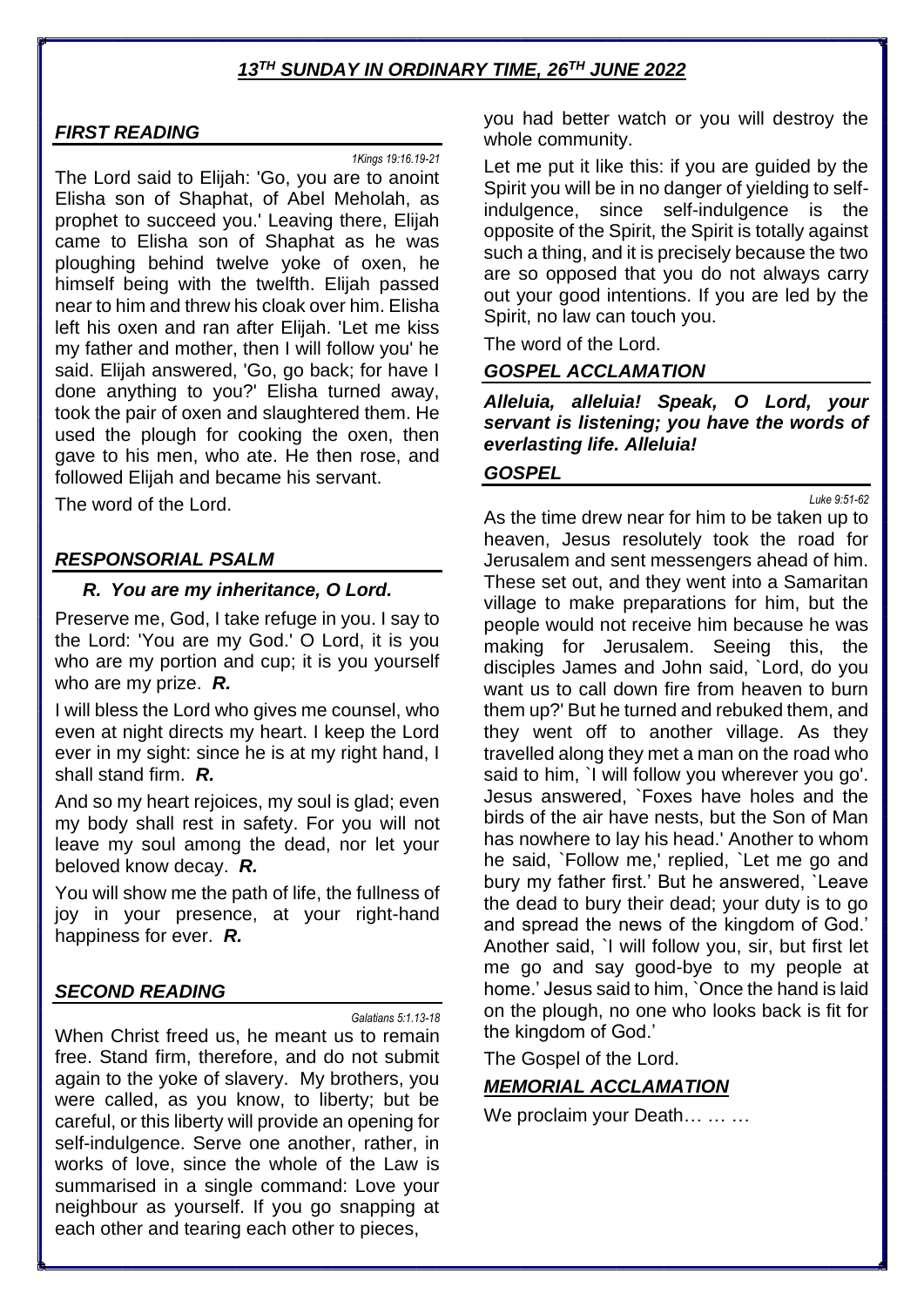## *13TH SUNDAY IN ORDINARY TIME, 26TH JUNE 2022*

### *FIRST READING*

*1Kings 19:16.19-21*

The Lord said to Elijah: 'Go, you are to anoint Elisha son of Shaphat, of Abel Meholah, as prophet to succeed you.' Leaving there, Elijah came to Elisha son of Shaphat as he was ploughing behind twelve yoke of oxen, he himself being with the twelfth. Elijah passed near to him and threw his cloak over him. Elisha left his oxen and ran after Elijah. 'Let me kiss my father and mother, then I will follow you' he said. Elijah answered, 'Go, go back; for have I done anything to you?' Elisha turned away, took the pair of oxen and slaughtered them. He used the plough for cooking the oxen, then gave to his men, who ate. He then rose, and followed Elijah and became his servant.

The word of the Lord.

### *RESPONSORIAL PSALM*

***R. You are my inheritance, O Lord.***

Preserve me, God, I take refuge in you. I say to the Lord: 'You are my God.' O Lord, it is you who are my portion and cup; it is you yourself who are my prize. ***R.***

I will bless the Lord who gives me counsel, who even at night directs my heart. I keep the Lord ever in my sight: since he is at my right hand, I shall stand firm. ***R.***

And so my heart rejoices, my soul is glad; even my body shall rest in safety. For you will not leave my soul among the dead, nor let your beloved know decay. ***R.***

You will show me the path of life, the fullness of joy in your presence, at your right-hand happiness for ever. ***R.***

### *SECOND READING*

*Galatians 5:1.13-18*

When Christ freed us, he meant us to remain free. Stand firm, therefore, and do not submit again to the yoke of slavery. My brothers, you were called, as you know, to liberty; but be careful, or this liberty will provide an opening for self-indulgence. Serve one another, rather, in works of love, since the whole of the Law is summarised in a single command: Love your neighbour as yourself. If you go snapping at each other and tearing each other to pieces, you had better watch or you will destroy the whole community.

Let me put it like this: if you are guided by the Spirit you will be in no danger of yielding to self-indulgence, since self-indulgence is the opposite of the Spirit, the Spirit is totally against such a thing, and it is precisely because the two are so opposed that you do not always carry out your good intentions. If you are led by the Spirit, no law can touch you.

The word of the Lord.

### *GOSPEL ACCLAMATION*

***Alleluia, alleluia! Speak, O Lord, your servant is listening; you have the words of everlasting life. Alleluia!***

### *GOSPEL*

*Luke 9:51-62*

As the time drew near for him to be taken up to heaven, Jesus resolutely took the road for Jerusalem and sent messengers ahead of him. These set out, and they went into a Samaritan village to make preparations for him, but the people would not receive him because he was making for Jerusalem. Seeing this, the disciples James and John said, `Lord, do you want us to call down fire from heaven to burn them up?' But he turned and rebuked them, and they went off to another village. As they travelled along they met a man on the road who said to him, `I will follow you wherever you go'. Jesus answered, `Foxes have holes and the birds of the air have nests, but the Son of Man has nowhere to lay his head.' Another to whom he said, `Follow me,' replied, `Let me go and bury my father first.' But he answered, `Leave the dead to bury their dead; your duty is to go and spread the news of the kingdom of God.' Another said, `I will follow you, sir, but first let me go and say good-bye to my people at home.' Jesus said to him, `Once the hand is laid on the plough, no one who looks back is fit for the kingdom of God.'

The Gospel of the Lord.

### *MEMORIAL ACCLAMATION*

We proclaim your Death… … …